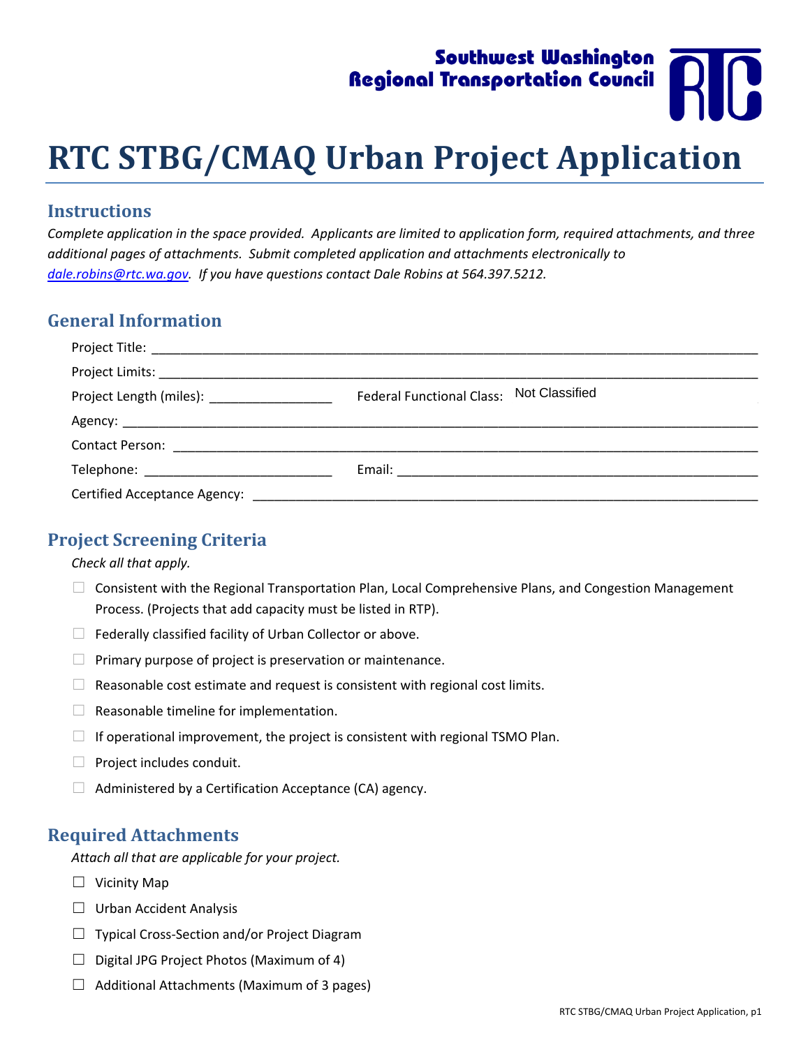Southwest Washington Regional Transportation Council

# RTC STBG/CMAQ Urban Project Application

## Instructions

*Complete application in the space provided. Applicants are limited to application form, required attachments, and three additional pages of attachments. Submit completed application and attachments electronically to [dale.robins@rtc.wa.gov](mailto:dale.robins@rtc.wa.gov). If you have questions contact Dale Robins at 564.397.5212.*

## General Information

Project Title: ______________________________

Project Limits: ______________________________

Project Length (miles): ________________ Federal Functional Class: Not Classified

Agency: ______________________________

Contact Person: ______________________________

Telephone: ________________________ Email: ______________________________

Certified Acceptance Agency: ______________________________

## Project Screening Criteria

*Check all that apply.*

- ☐ Consistent with the Regional Transportation Plan, Local Comprehensive Plans, and Congestion Management Process. (Projects that add capacity must be listed in RTP).
- ☐ Federally classified facility of Urban Collector or above.
- ☐ Primary purpose of project is preservation or maintenance.
- ☐ Reasonable cost estimate and request is consistent with regional cost limits.
- ☐ Reasonable timeline for implementation.
- ☐ If operational improvement, the project is consistent with regional TSMO Plan.
- ☐ Project includes conduit.
- ☐ Administered by a Certification Acceptance (CA) agency.

## Required Attachments

*Attach all that are applicable for your project.*

- ☐ Vicinity Map
- ☐ Urban Accident Analysis
- ☐ Typical Cross-Section and/or Project Diagram
- ☐ Digital JPG Project Photos (Maximum of 4)
- ☐ Additional Attachments (Maximum of 3 pages)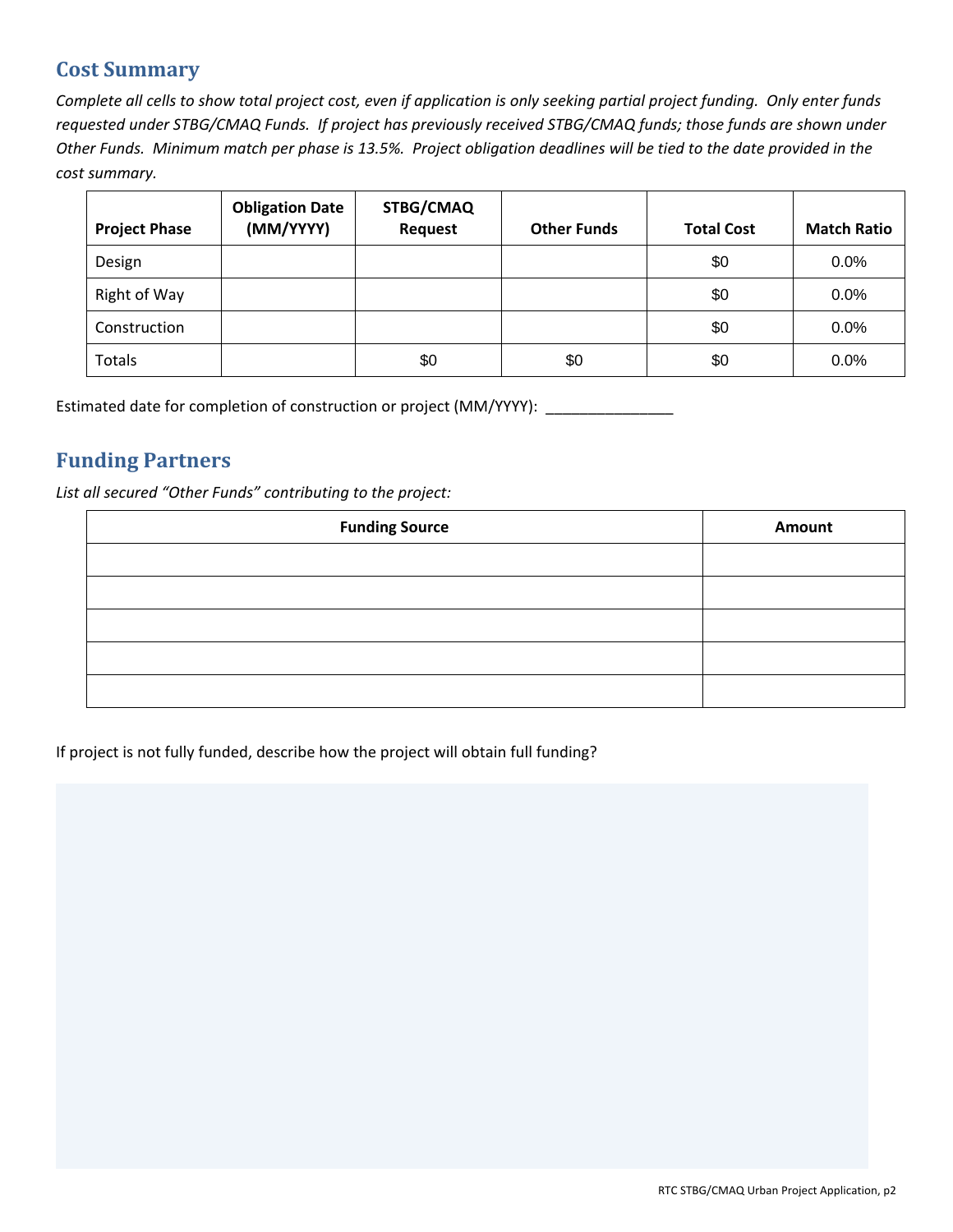## Cost Summary

*Complete all cells to show total project cost, even if application is only seeking partial project funding. Only enter funds requested under STBG/CMAQ Funds. If project has previously received STBG/CMAQ funds; those funds are shown under Other Funds. Minimum match per phase is 13.5%. Project obligation deadlines will be tied to the date provided in the cost summary.*

| Project Phase | Obligation Date (MM/YYYY) | STBG/CMAQ Request | Other Funds | Total Cost | Match Ratio |
|---|---|---|---|---|---|
| Design | | | | $0 | 0.0% |
| Right of Way | | | | $0 | 0.0% |
| Construction | | | | $0 | 0.0% |
| Totals | | $0 | $0 | $0 | 0.0% |

Estimated date for completion of construction or project (MM/YYYY): _______________

## Funding Partners

*List all secured "Other Funds" contributing to the project:*

| Funding Source | Amount |
|---|---|
| | |
| | |
| | |
| | |
| | |

If project is not fully funded, describe how the project will obtain full funding?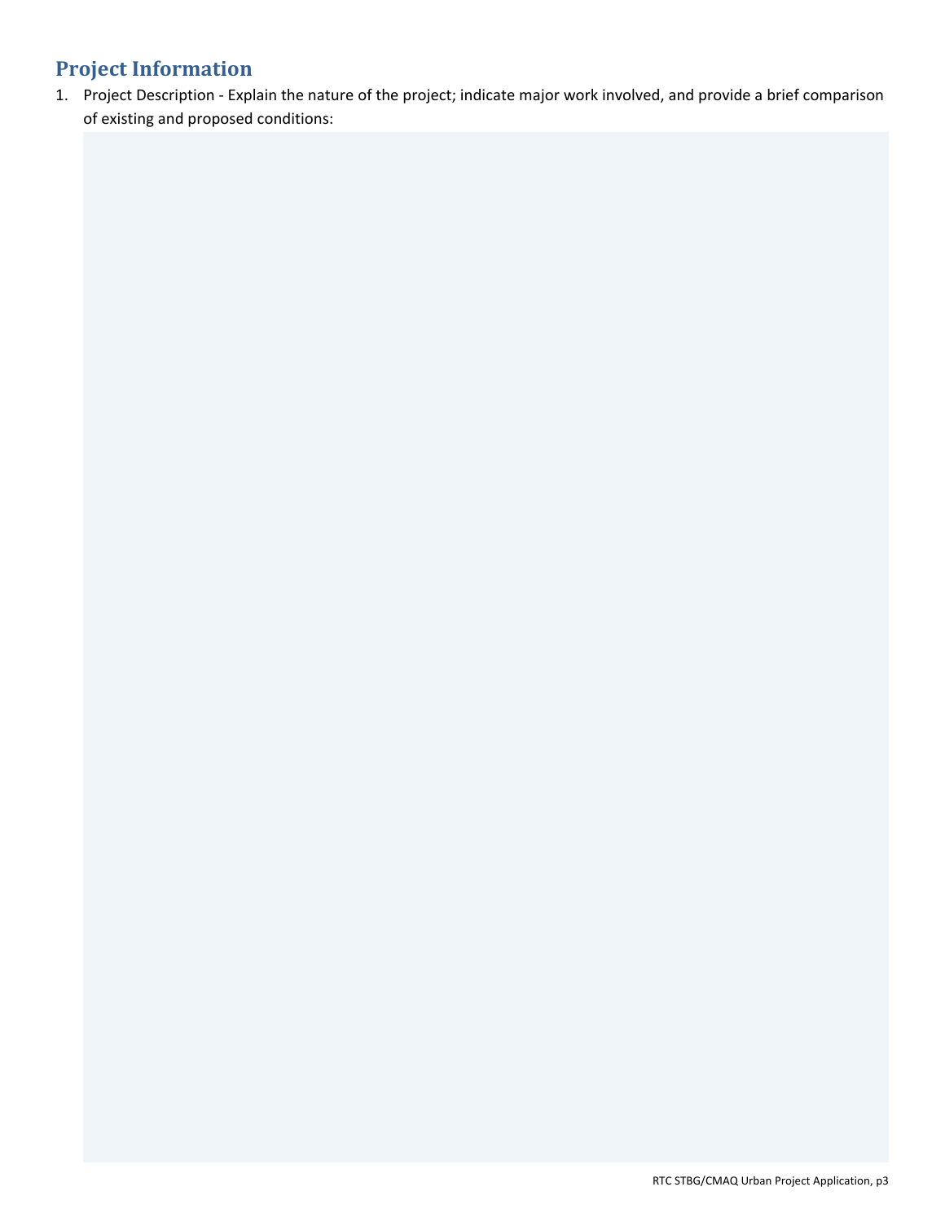## Project Information

1. Project Description - Explain the nature of the project; indicate major work involved, and provide a brief comparison of existing and proposed conditions: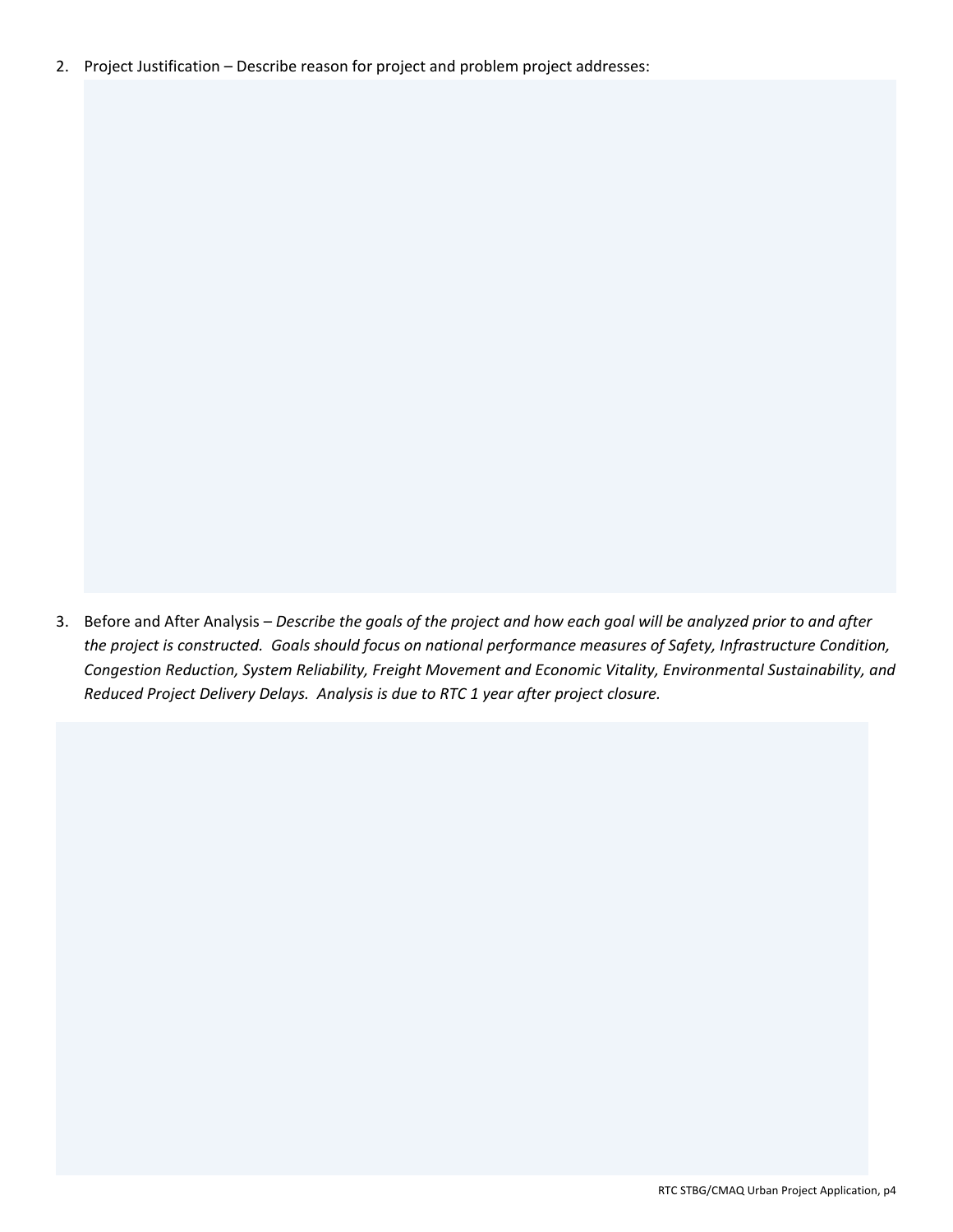2. Project Justification – Describe reason for project and problem project addresses:

3. Before and After Analysis – *Describe the goals of the project and how each goal will be analyzed prior to and after the project is constructed. Goals should focus on national performance measures of Safety, Infrastructure Condition, Congestion Reduction, System Reliability, Freight Movement and Economic Vitality, Environmental Sustainability, and Reduced Project Delivery Delays. Analysis is due to RTC 1 year after project closure.*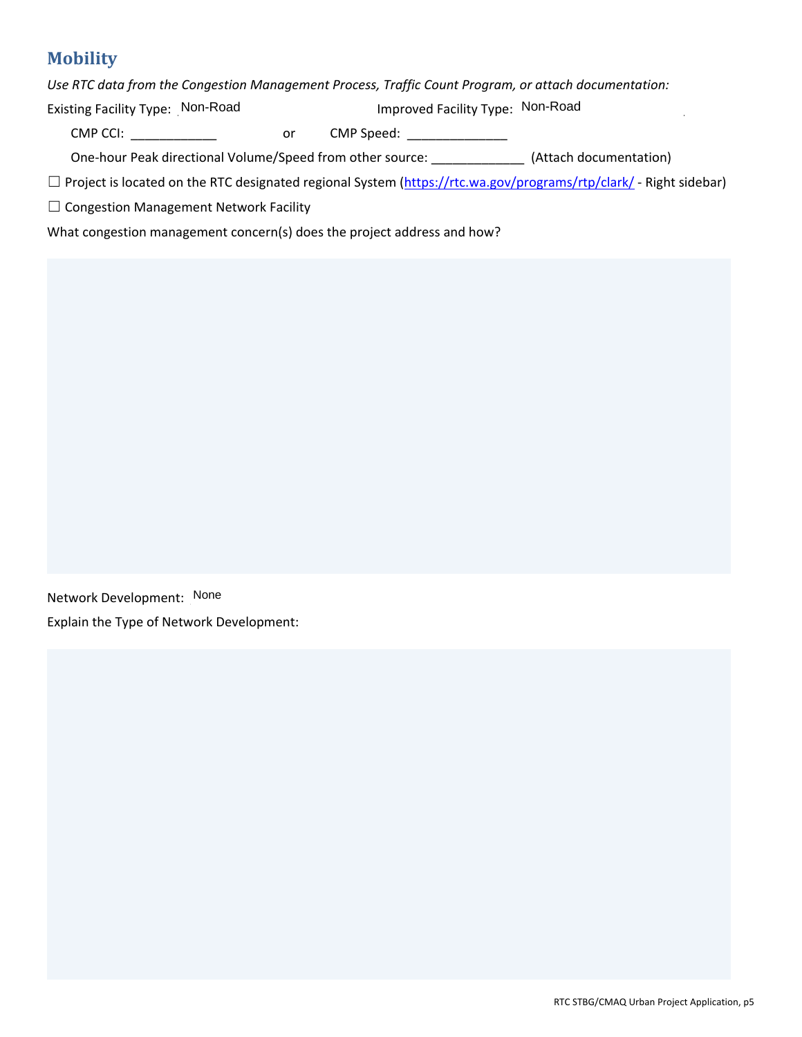## Mobility

*Use RTC data from the Congestion Management Process, Traffic Count Program, or attach documentation:*

Existing Facility Type: Non-Road Improved Facility Type: Non-Road

CMP CCI: ____________ or CMP Speed: ______________

One-hour Peak directional Volume/Speed from other source: _____________ (Attach documentation)

☐ Project is located on the RTC designated regional System (https://rtc.wa.gov/programs/rtp/clark/ - Right sidebar)

☐ Congestion Management Network Facility

What congestion management concern(s) does the project address and how?

Network Development: None

Explain the Type of Network Development: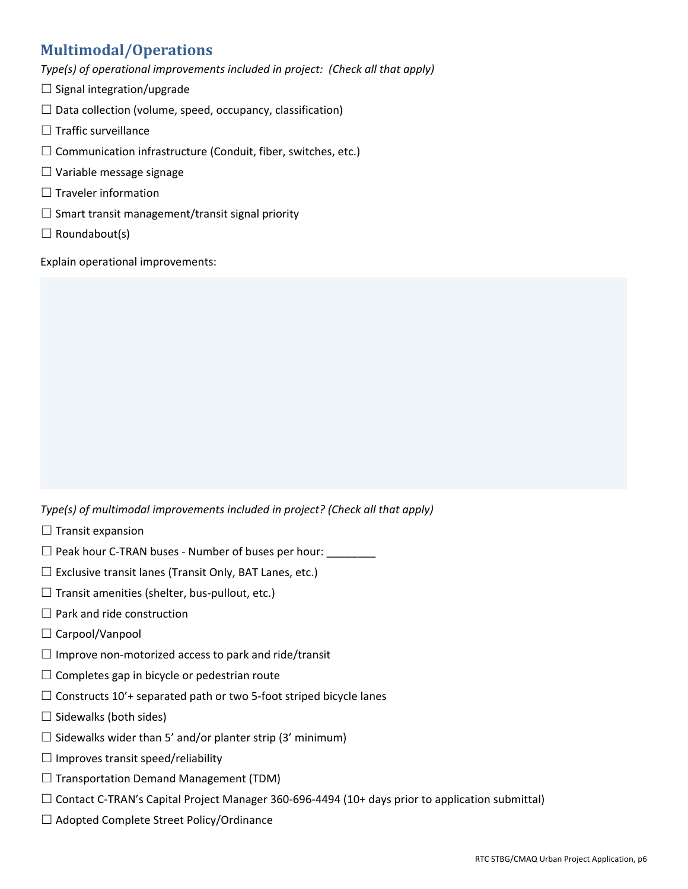## Multimodal/Operations

*Type(s) of operational improvements included in project: (Check all that apply)*

☐ Signal integration/upgrade

☐ Data collection (volume, speed, occupancy, classification)

☐ Traffic surveillance

☐ Communication infrastructure (Conduit, fiber, switches, etc.)

☐ Variable message signage

☐ Traveler information

☐ Smart transit management/transit signal priority

☐ Roundabout(s)

Explain operational improvements:

*Type(s) of multimodal improvements included in project? (Check all that apply)*

☐ Transit expansion

☐ Peak hour C-TRAN buses - Number of buses per hour: ________

☐ Exclusive transit lanes (Transit Only, BAT Lanes, etc.)

☐ Transit amenities (shelter, bus-pullout, etc.)

☐ Park and ride construction

☐ Carpool/Vanpool

☐ Improve non-motorized access to park and ride/transit

☐ Completes gap in bicycle or pedestrian route

☐ Constructs 10'+ separated path or two 5-foot striped bicycle lanes

☐ Sidewalks (both sides)

☐ Sidewalks wider than 5' and/or planter strip (3' minimum)

☐ Improves transit speed/reliability

☐ Transportation Demand Management (TDM)

☐ Contact C-TRAN's Capital Project Manager 360-696-4494 (10+ days prior to application submittal)

☐ Adopted Complete Street Policy/Ordinance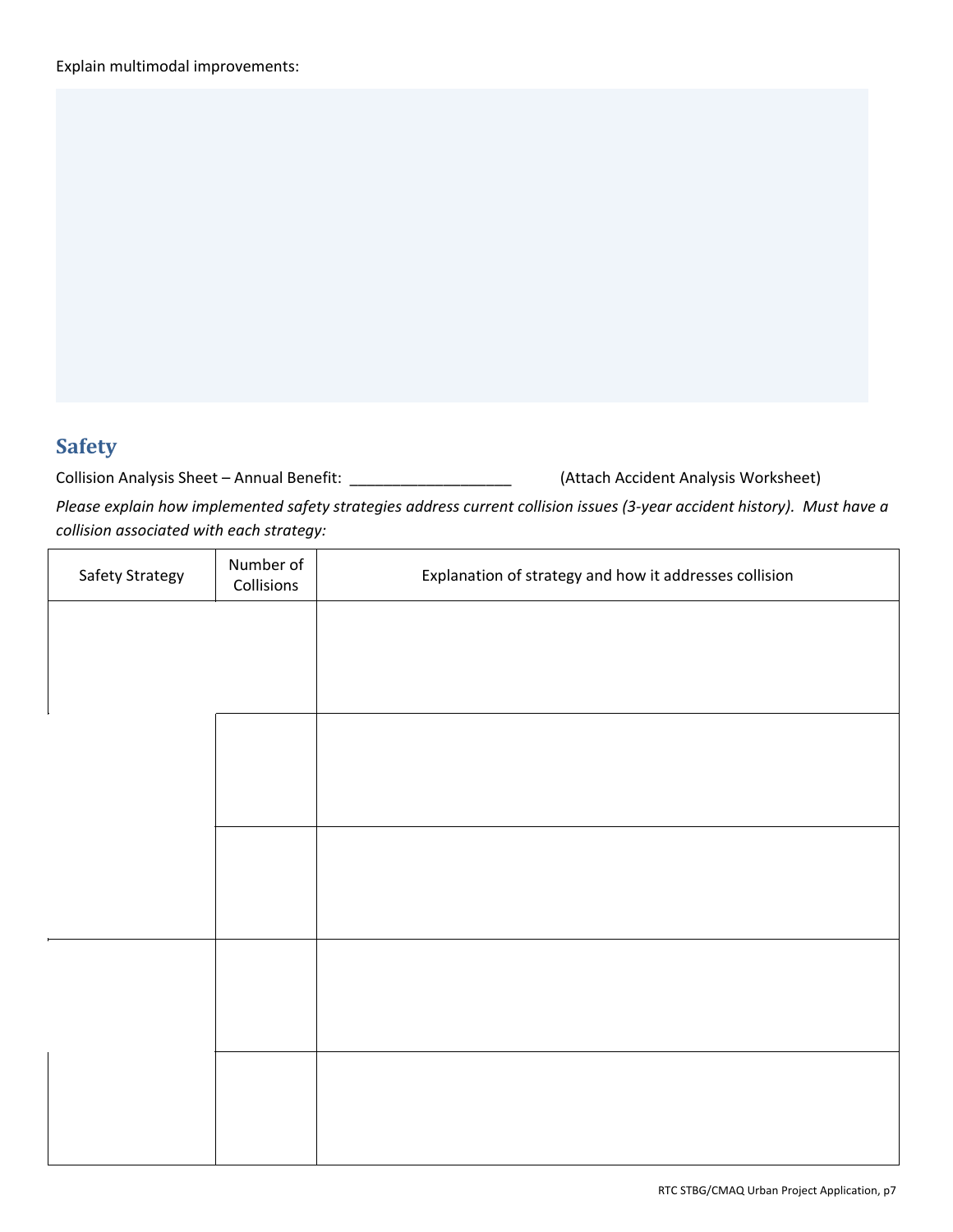Explain multimodal improvements:

## Safety

Collision Analysis Sheet – Annual Benefit: ___________________ (Attach Accident Analysis Worksheet)

*Please explain how implemented safety strategies address current collision issues (3-year accident history). Must have a collision associated with each strategy:*

| Safety Strategy | Number of Collisions | Explanation of strategy and how it addresses collision |
|---|---|---|
| | | |
| | | |
| | | |
| | | |
| | | |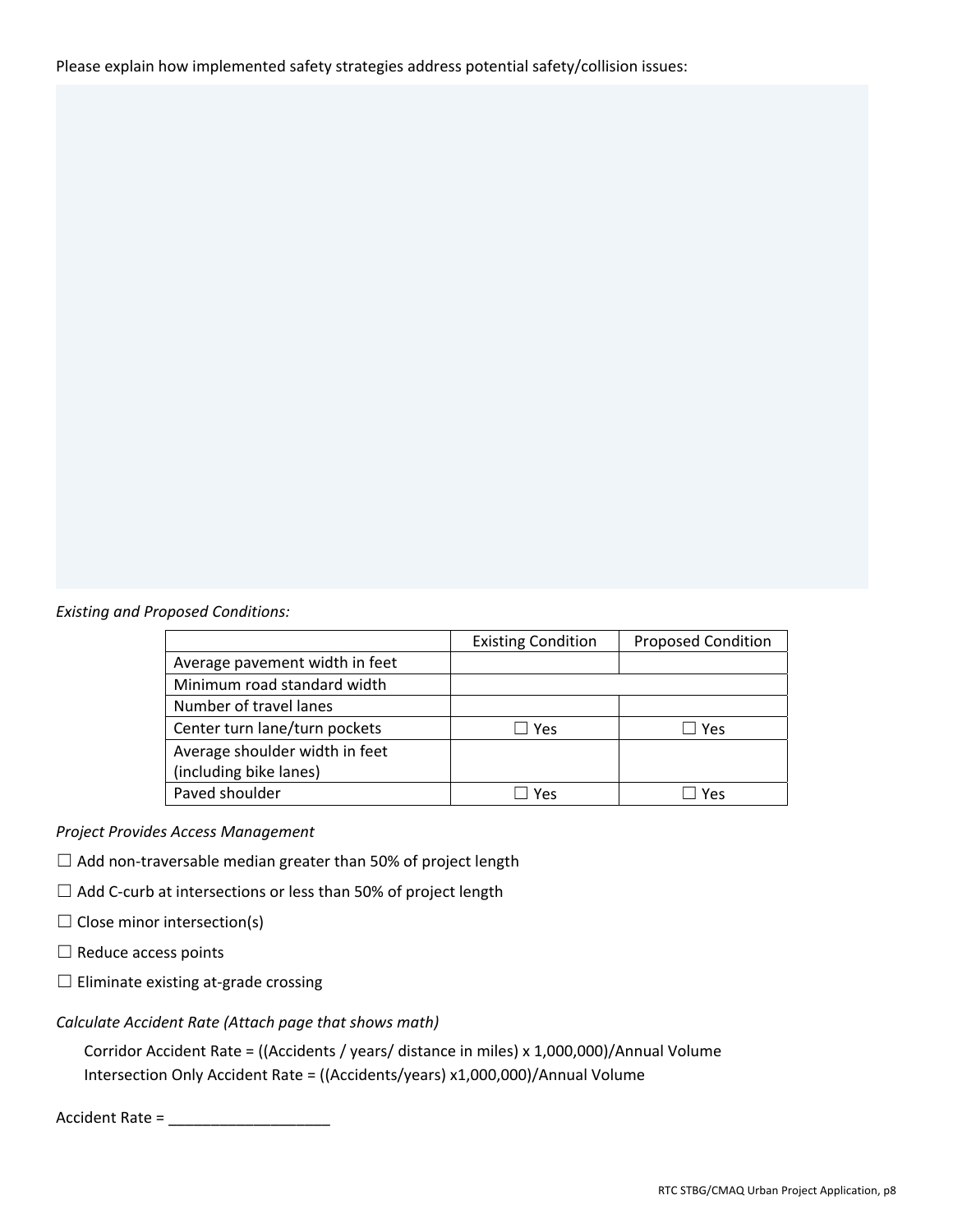Please explain how implemented safety strategies address potential safety/collision issues:

*Existing and Proposed Conditions:*

| | Existing Condition | Proposed Condition |
|---|---|---|
| Average pavement width in feet | | |
| Minimum road standard width | | |
| Number of travel lanes | | |
| Center turn lane/turn pockets | ☐ Yes | ☐ Yes |
| Average shoulder width in feet (including bike lanes) | | |
| Paved shoulder | ☐ Yes | ☐ Yes |

*Project Provides Access Management*

☐ Add non-traversable median greater than 50% of project length

☐ Add C-curb at intersections or less than 50% of project length

☐ Close minor intersection(s)

☐ Reduce access points

☐ Eliminate existing at-grade crossing

*Calculate Accident Rate (Attach page that shows math)*

Corridor Accident Rate = ((Accidents / years/ distance in miles) x 1,000,000)/Annual Volume
Intersection Only Accident Rate = ((Accidents/years) x1,000,000)/Annual Volume

Accident Rate = ___________________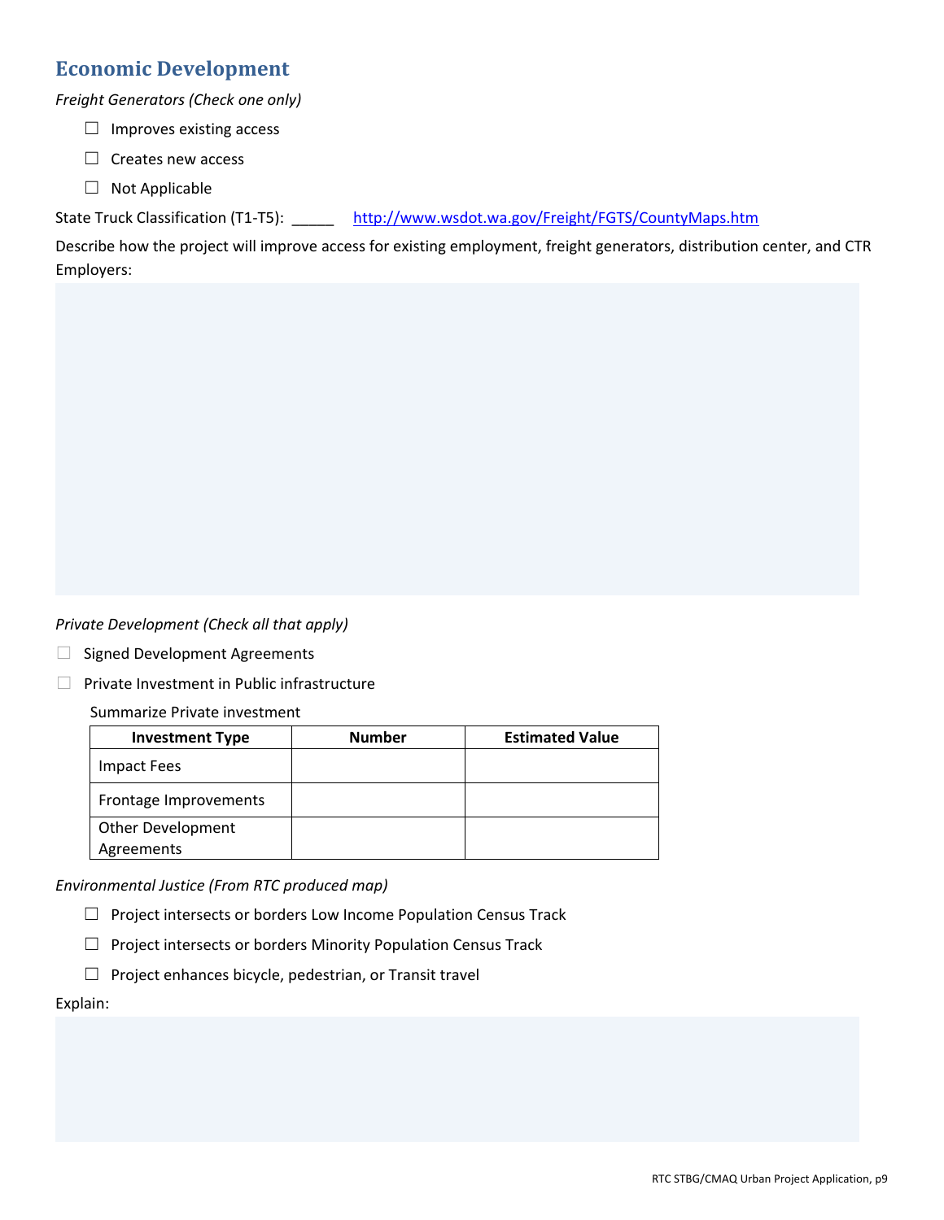## Economic Development

*Freight Generators (Check one only)*

- ☐ Improves existing access
- ☐ Creates new access
- ☐ Not Applicable

State Truck Classification (T1-T5): _____ http://www.wsdot.wa.gov/Freight/FGTS/CountyMaps.htm

Describe how the project will improve access for existing employment, freight generators, distribution center, and CTR Employers:

*Private Development (Check all that apply)*

- ☐ Signed Development Agreements
- ☐ Private Investment in Public infrastructure

Summarize Private investment

| Investment Type | Number | Estimated Value |
|---|---|---|
| Impact Fees | | |
| Frontage Improvements | | |
| Other Development Agreements | | |

*Environmental Justice (From RTC produced map)*

- ☐ Project intersects or borders Low Income Population Census Track
- ☐ Project intersects or borders Minority Population Census Track
- ☐ Project enhances bicycle, pedestrian, or Transit travel

Explain: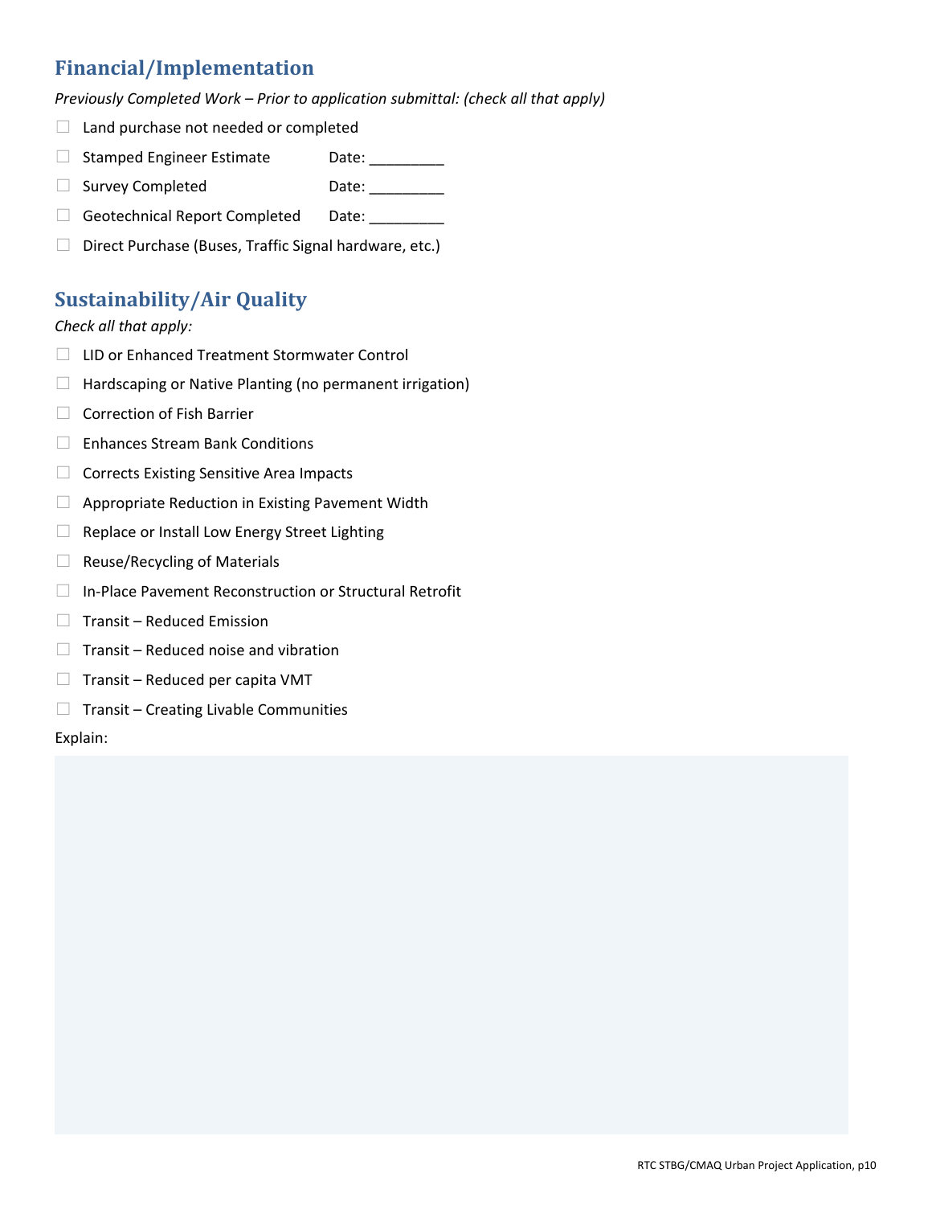## Financial/Implementation

*Previously Completed Work – Prior to application submittal: (check all that apply)*

- ☐ Land purchase not needed or completed
- ☐ Stamped Engineer Estimate Date: _________
- ☐ Survey Completed Date: _________
- ☐ Geotechnical Report Completed Date: _________
- ☐ Direct Purchase (Buses, Traffic Signal hardware, etc.)

## Sustainability/Air Quality

*Check all that apply:*

- ☐ LID or Enhanced Treatment Stormwater Control
- ☐ Hardscaping or Native Planting (no permanent irrigation)
- ☐ Correction of Fish Barrier
- ☐ Enhances Stream Bank Conditions
- ☐ Corrects Existing Sensitive Area Impacts
- ☐ Appropriate Reduction in Existing Pavement Width
- ☐ Replace or Install Low Energy Street Lighting
- ☐ Reuse/Recycling of Materials
- ☐ In-Place Pavement Reconstruction or Structural Retrofit
- ☐ Transit – Reduced Emission
- ☐ Transit – Reduced noise and vibration
- ☐ Transit – Reduced per capita VMT
- ☐ Transit – Creating Livable Communities

Explain: